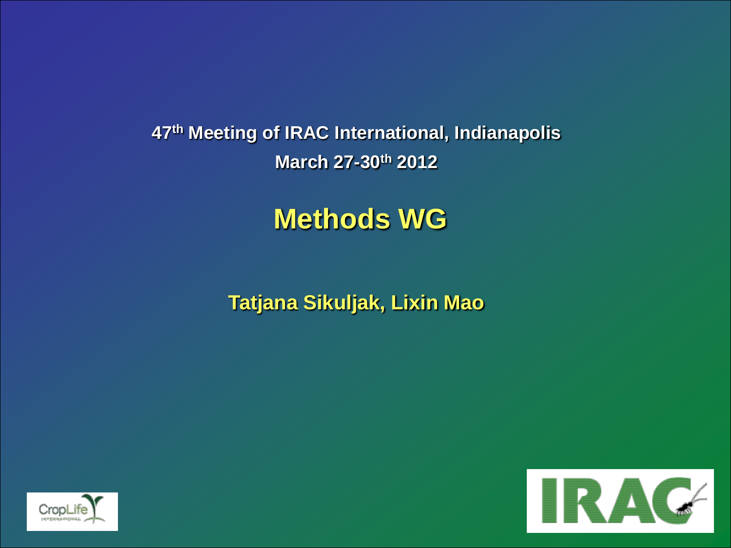47th Meeting of IRAC International, Indianapolis

March 27-30th 2012

# Methods WG

**Tatjana Sikuljak, Lixin Mao**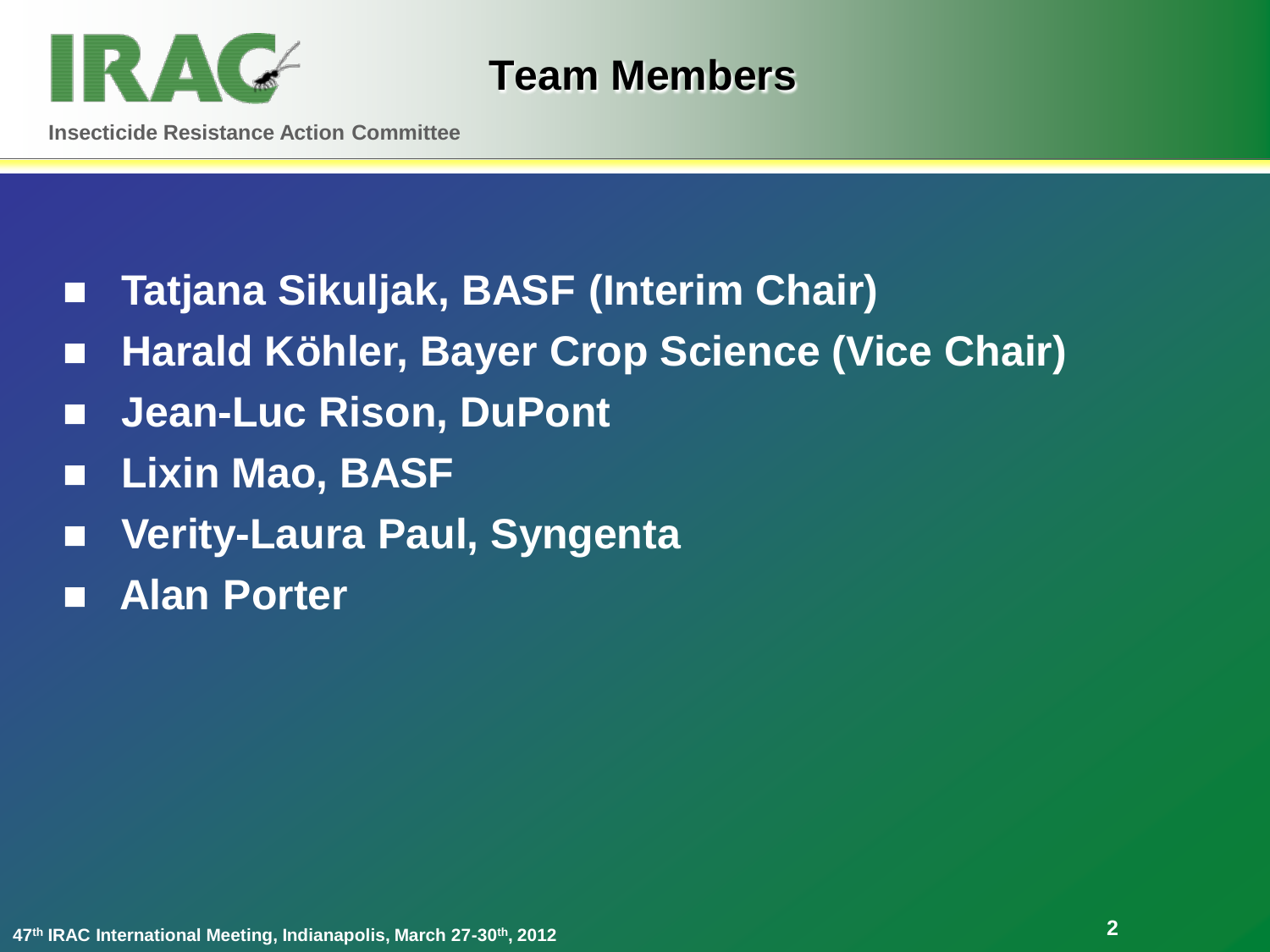## Team Members

- **Tatjana Sikuljak, BASF (Interim Chair)**
- **Harald Köhler, Bayer Crop Science (Vice Chair)**
- **Jean-Luc Rison, DuPont**
- **Lixin Mao, BASF**
- **Verity-Laura Paul, Syngenta**
- **Alan Porter**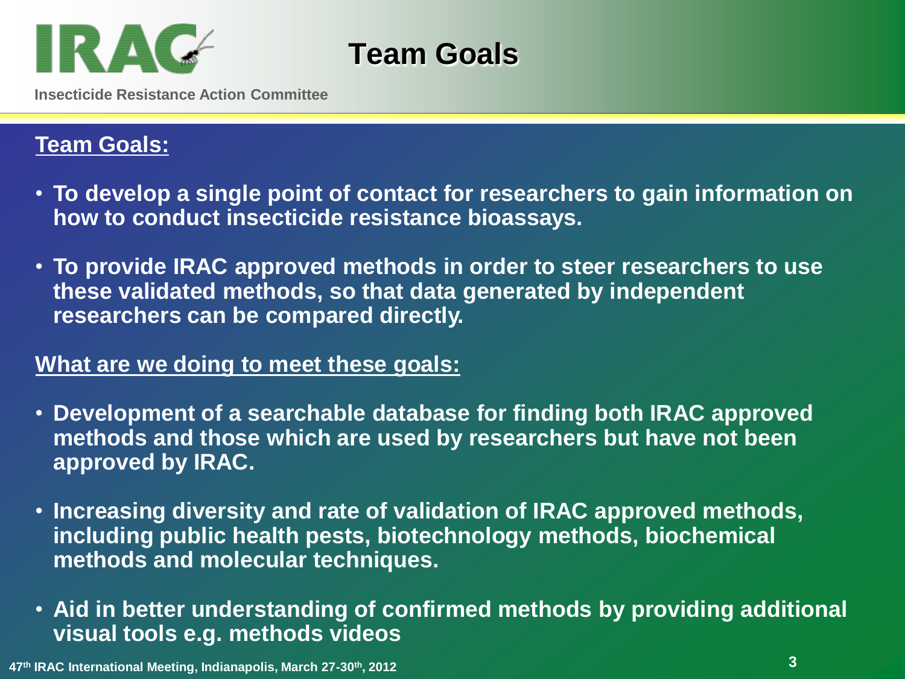# Team Goals

Insecticide Resistance Action Committee

## Team Goals:

- **To develop a single point of contact for researchers to gain information on how to conduct insecticide resistance bioassays.**
- **To provide IRAC approved methods in order to steer researchers to use these validated methods, so that data generated by independent researchers can be compared directly.**

## What are we doing to meet these goals:

- **Development of a searchable database for finding both IRAC approved methods and those which are used by researchers but have not been approved by IRAC.**
- **Increasing diversity and rate of validation of IRAC approved methods, including public health pests, biotechnology methods, biochemical methods and molecular techniques.**
- **Aid in better understanding of confirmed methods by providing additional visual tools e.g. methods videos**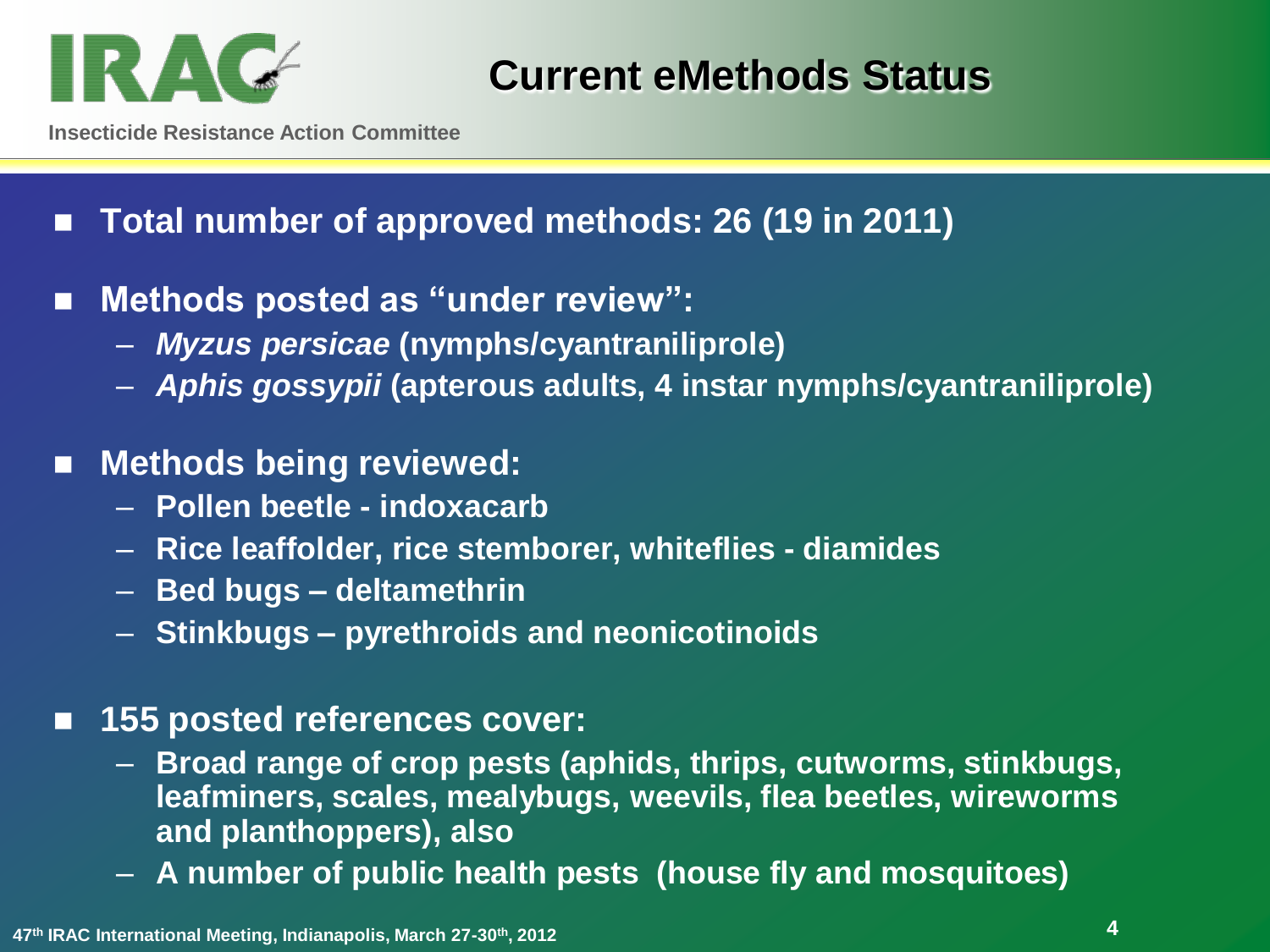# Current eMethods Status

- **Total number of approved methods: 26 (19 in 2011)**
- **Methods posted as "under review":**
  - ***Myzus persicae*** **(nymphs/cyantraniliprole)**
  - ***Aphis gossypii*** **(apterous adults, 4 instar nymphs/cyantraniliprole)**
- **Methods being reviewed:**
  - **Pollen beetle - indoxacarb**
  - **Rice leaffolder, rice stemborer, whiteflies - diamides**
  - **Bed bugs – deltamethrin**
  - **Stinkbugs – pyrethroids and neonicotinoids**
- **155 posted references cover:**
  - **Broad range of crop pests (aphids, thrips, cutworms, stinkbugs, leafminers, scales, mealybugs, weevils, flea beetles, wireworms and planthoppers), also**
  - **A number of public health pests (house fly and mosquitoes)**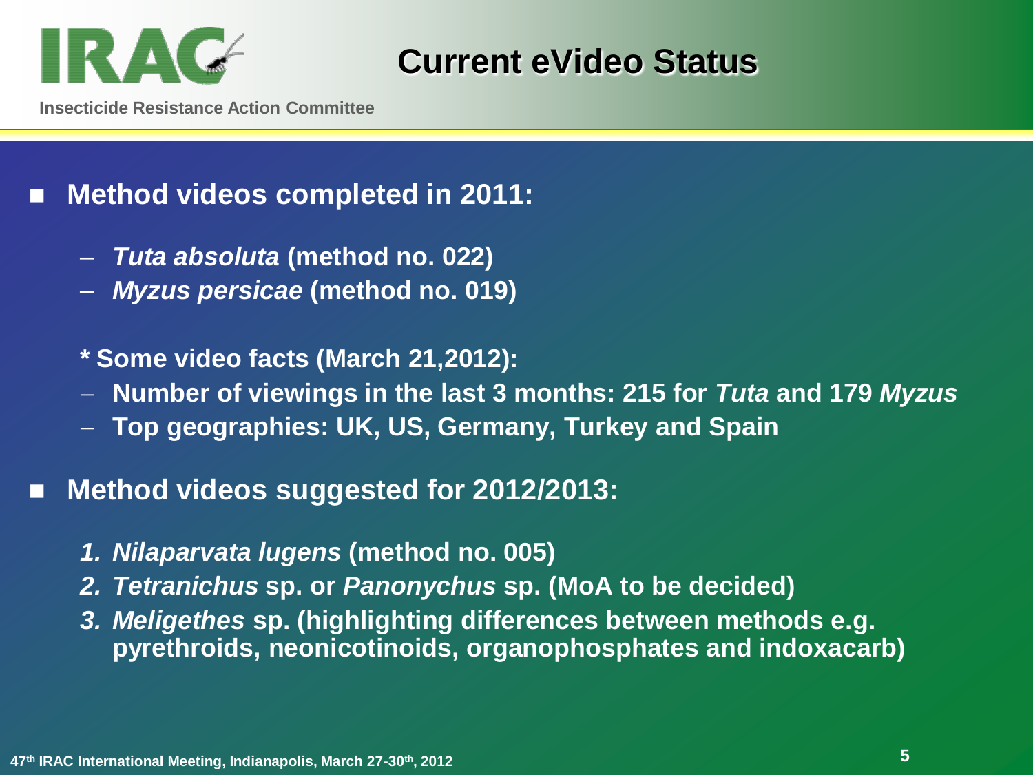# Current eVideo Status

- **Method videos completed in 2011:**
  - ***Tuta absoluta* (method no. 022)**
  - ***Myzus persicae* (method no. 019)**

  **\* Some video facts (March 21,2012):**
  - **Number of viewings in the last 3 months: 215 for *Tuta* and 179 *Myzus***
  - **Top geographies: UK, US, Germany, Turkey and Spain**

- **Method videos suggested for 2012/2013:**
  1. ***Nilaparvata lugens* (method no. 005)**
  2. ***Tetranichus* sp. or *Panonychus* sp. (MoA to be decided)**
  3. ***Meligethes* sp. (highlighting differences between methods e.g. pyrethroids, neonicotinoids, organophosphates and indoxacarb)**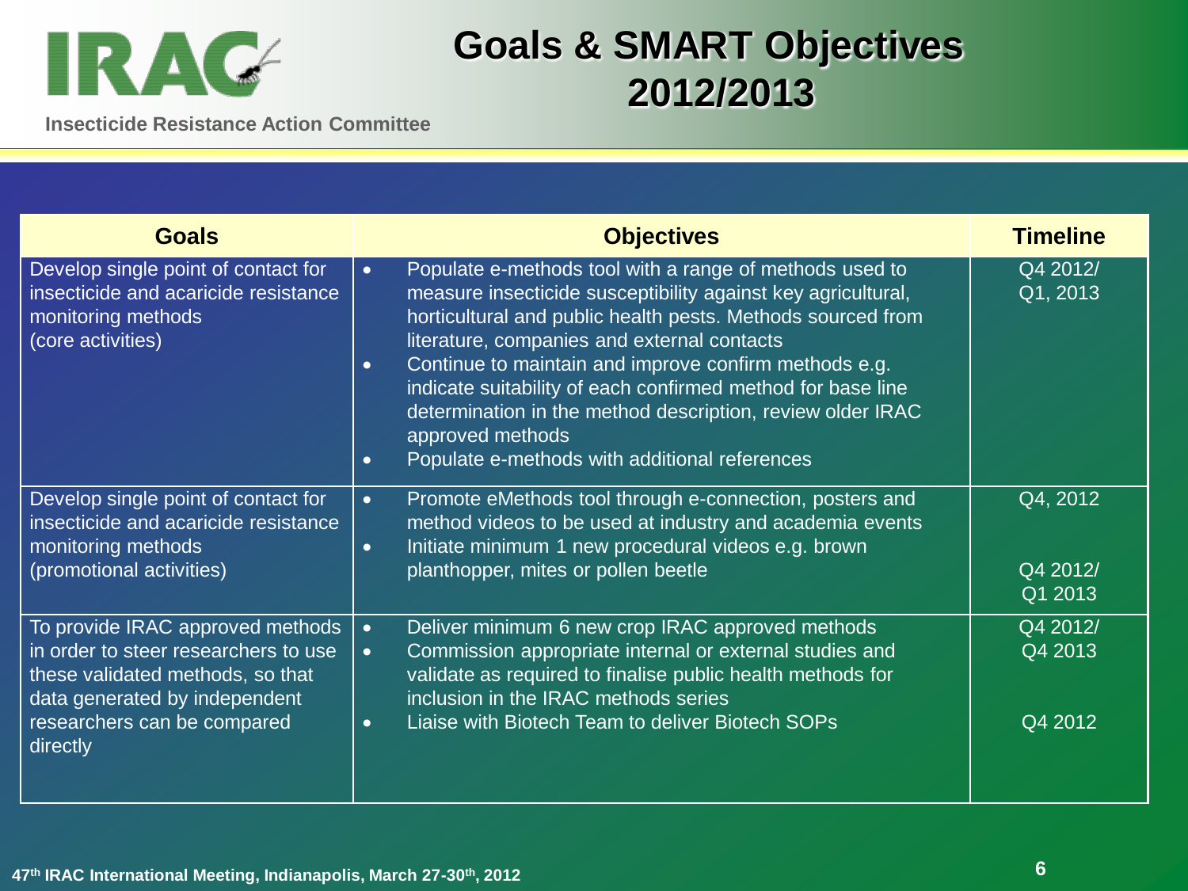# Goals & SMART Objectives 2012/2013

| Goals | Objectives | Timeline |
|---|---|---|
| Develop single point of contact for insecticide and acaricide resistance monitoring methods (core activities) | • Populate e-methods tool with a range of methods used to measure insecticide susceptibility against key agricultural, horticultural and public health pests. Methods sourced from literature, companies and external contacts<br>• Continue to maintain and improve confirm methods e.g. indicate suitability of each confirmed method for base line determination in the method description, review older IRAC approved methods<br>• Populate e-methods with additional references | Q4 2012/ Q1, 2013 |
| Develop single point of contact for insecticide and acaricide resistance monitoring methods (promotional activities) | • Promote eMethods tool through e-connection, posters and method videos to be used at industry and academia events<br>• Initiate minimum 1 new procedural videos e.g. brown planthopper, mites or pollen beetle | Q4, 2012<br><br>Q4 2012/ Q1 2013 |
| To provide IRAC approved methods in order to steer researchers to use these validated methods, so that data generated by independent researchers can be compared directly | • Deliver minimum 6 new crop IRAC approved methods<br>• Commission appropriate internal or external studies and validate as required to finalise public health methods for inclusion in the IRAC methods series<br>• Liaise with Biotech Team to deliver Biotech SOPs | Q4 2012/ Q4 2013<br><br>Q4 2012 |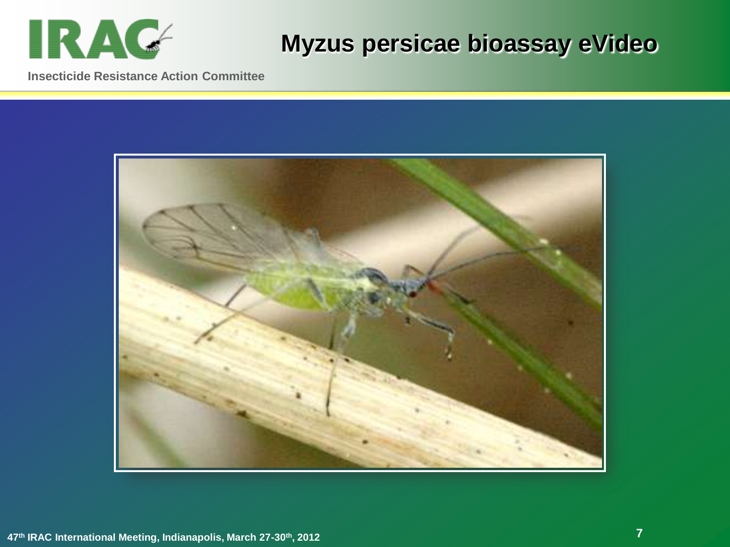# Myzus persicae bioassay eVideo